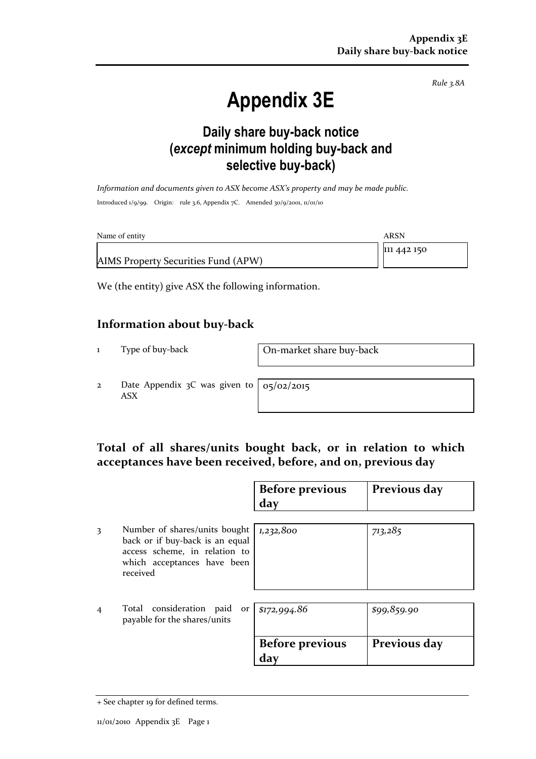*Rule 3.8A*

# Appendix 3E

## Daily share buy-back notice (*except* minimum holding buy-back and selective buy-back)

*Information and documents given to ASX become ASX's property and may be made public.*

Introduced 1/9/99. Origin: rule 3.6, Appendix 7C. Amended 30/9/2001, 11/01/10

| Name of entity | ARSN |
|---|---|
| AIMS Property Securities Fund (APW) | 111 442 150 |

We (the entity) give ASX the following information.

## Information about buy-back

| | | |
|---|---|---|
| 1 | Type of buy-back | On-market share buy-back |
| 2 | Date Appendix 3C was given to ASX | 05/02/2015 |

## Total of all shares/units bought back, or in relation to which acceptances have been received, before, and on, previous day

| | | Before previous day | Previous day |
|---|---|---|---|
| 3 | Number of shares/units bought back or if buy-back is an equal access scheme, in relation to which acceptances have been received | *1,232,800* | *713,285* |
| 4 | Total consideration paid or payable for the shares/units | *$172,994.86* | *$99,859.90* |
| | | **Before previous day** | **Previous day** |

+ See chapter 19 for defined terms.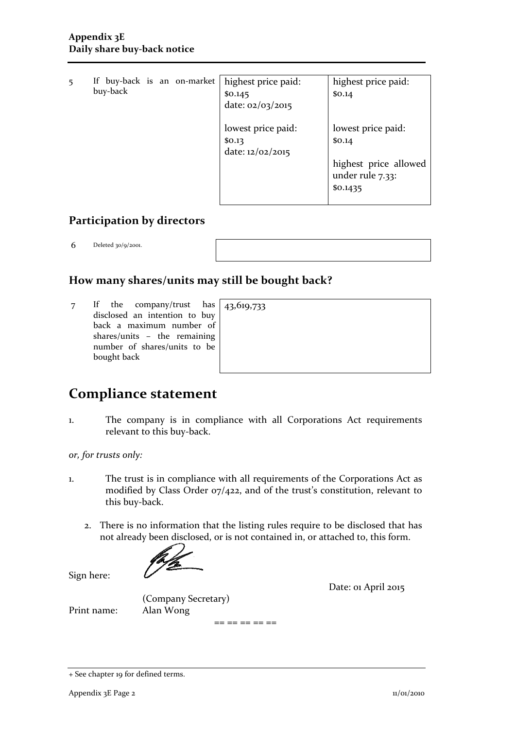**Appendix 3E**
**Daily share buy-back notice**

| | | | |
|---|---|---|---|
| 5 | If buy-back is an on-market buy-back | highest price paid: \$0.145 date: 02/03/2015<br><br>lowest price paid: \$0.13 date: 12/02/2015 | highest price paid: \$0.14<br><br>lowest price paid: \$0.14<br><br>highest price allowed under rule 7.33: \$0.1435 |

## Participation by directors

| | | |
|---|---|---|
| 6 | Deleted 30/9/2001. | |

## How many shares/units may still be bought back?

| | | |
|---|---|---|
| 7 | If the company/trust has disclosed an intention to buy back a maximum number of shares/units – the remaining number of shares/units to be bought back | 43,619,733 |

# Compliance statement

1. The company is in compliance with all Corporations Act requirements relevant to this buy-back.

*or, for trusts only:*

1. The trust is in compliance with all requirements of the Corporations Act as modified by Class Order 07/422, and of the trust's constitution, relevant to this buy-back.

2. There is no information that the listing rules require to be disclosed that has not already been disclosed, or is not contained in, or attached to, this form.

Sign here:

(Company Secretary)

Date: 01 April 2015

Print name: Alan Wong

== == == == ==

+ See chapter 19 for defined terms.